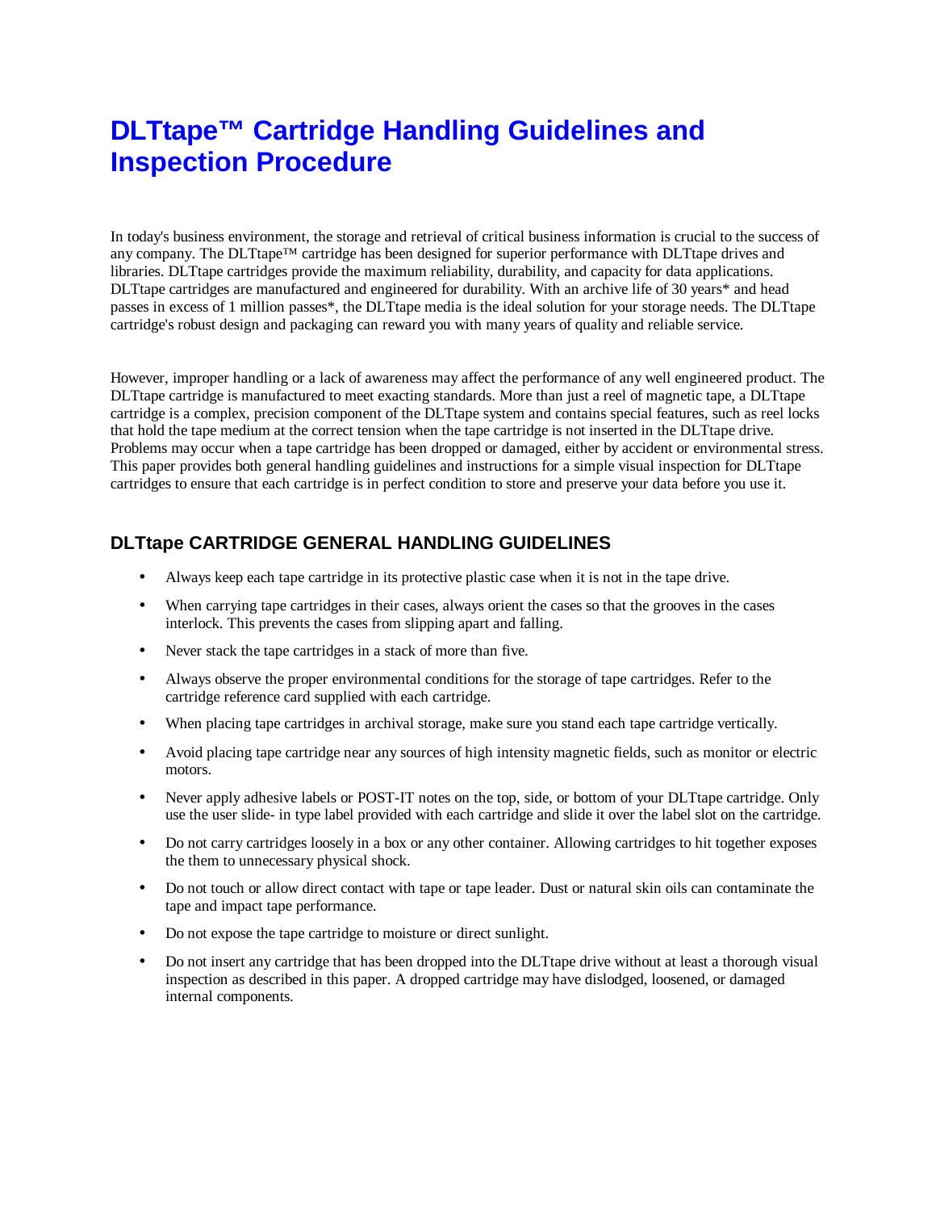# DLTtape™ Cartridge Handling Guidelines and Inspection Procedure

In today's business environment, the storage and retrieval of critical business information is crucial to the success of any company. The DLTtape™ cartridge has been designed for superior performance with DLTtape drives and libraries. DLTtape cartridges provide the maximum reliability, durability, and capacity for data applications. DLTtape cartridges are manufactured and engineered for durability. With an archive life of 30 years* and head passes in excess of 1 million passes*, the DLTtape media is the ideal solution for your storage needs. The DLTtape cartridge's robust design and packaging can reward you with many years of quality and reliable service.

However, improper handling or a lack of awareness may affect the performance of any well engineered product. The DLTtape cartridge is manufactured to meet exacting standards. More than just a reel of magnetic tape, a DLTtape cartridge is a complex, precision component of the DLTtape system and contains special features, such as reel locks that hold the tape medium at the correct tension when the tape cartridge is not inserted in the DLTtape drive. Problems may occur when a tape cartridge has been dropped or damaged, either by accident or environmental stress. This paper provides both general handling guidelines and instructions for a simple visual inspection for DLTtape cartridges to ensure that each cartridge is in perfect condition to store and preserve your data before you use it.

## DLTtape CARTRIDGE GENERAL HANDLING GUIDELINES

- Always keep each tape cartridge in its protective plastic case when it is not in the tape drive.
- When carrying tape cartridges in their cases, always orient the cases so that the grooves in the cases interlock. This prevents the cases from slipping apart and falling.
- Never stack the tape cartridges in a stack of more than five.
- Always observe the proper environmental conditions for the storage of tape cartridges. Refer to the cartridge reference card supplied with each cartridge.
- When placing tape cartridges in archival storage, make sure you stand each tape cartridge vertically.
- Avoid placing tape cartridge near any sources of high intensity magnetic fields, such as monitor or electric motors.
- Never apply adhesive labels or POST-IT notes on the top, side, or bottom of your DLTtape cartridge. Only use the user slide- in type label provided with each cartridge and slide it over the label slot on the cartridge.
- Do not carry cartridges loosely in a box or any other container. Allowing cartridges to hit together exposes the them to unnecessary physical shock.
- Do not touch or allow direct contact with tape or tape leader. Dust or natural skin oils can contaminate the tape and impact tape performance.
- Do not expose the tape cartridge to moisture or direct sunlight.
- Do not insert any cartridge that has been dropped into the DLTtape drive without at least a thorough visual inspection as described in this paper. A dropped cartridge may have dislodged, loosened, or damaged internal components.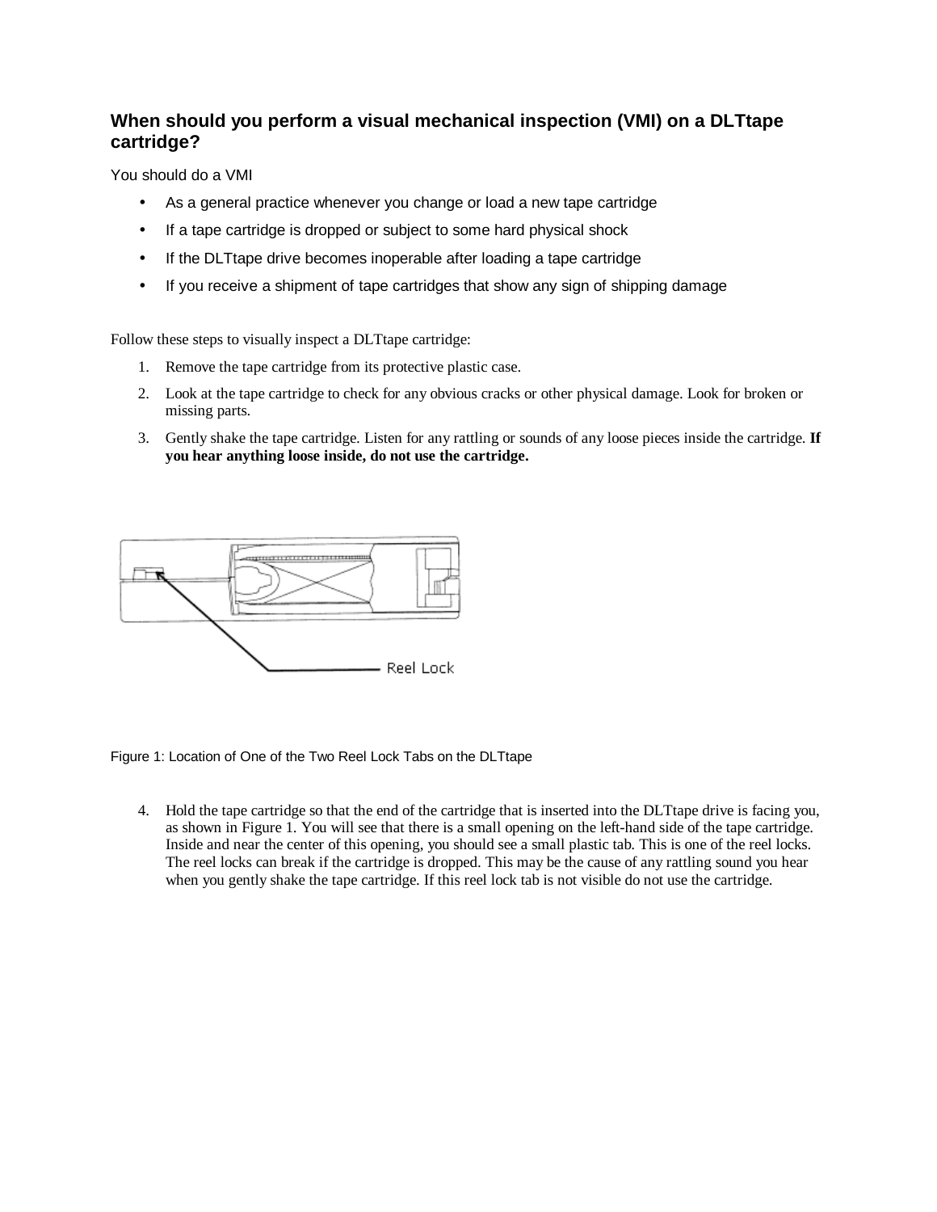## When should you perform a visual mechanical inspection (VMI) on a DLTtape cartridge?

You should do a VMI

- As a general practice whenever you change or load a new tape cartridge
- If a tape cartridge is dropped or subject to some hard physical shock
- If the DLTtape drive becomes inoperable after loading a tape cartridge
- If you receive a shipment of tape cartridges that show any sign of shipping damage

Follow these steps to visually inspect a DLTtape cartridge:

1. Remove the tape cartridge from its protective plastic case.
2. Look at the tape cartridge to check for any obvious cracks or other physical damage. Look for broken or missing parts.
3. Gently shake the tape cartridge. Listen for any rattling or sounds of any loose pieces inside the cartridge. **If you hear anything loose inside, do not use the cartridge.**

Reel Lock

Figure 1: Location of One of the Two Reel Lock Tabs on the DLTtape

4. Hold the tape cartridge so that the end of the cartridge that is inserted into the DLTtape drive is facing you, as shown in Figure 1. You will see that there is a small opening on the left-hand side of the tape cartridge. Inside and near the center of this opening, you should see a small plastic tab. This is one of the reel locks. The reel locks can break if the cartridge is dropped. This may be the cause of any rattling sound you hear when you gently shake the tape cartridge. If this reel lock tab is not visible do not use the cartridge.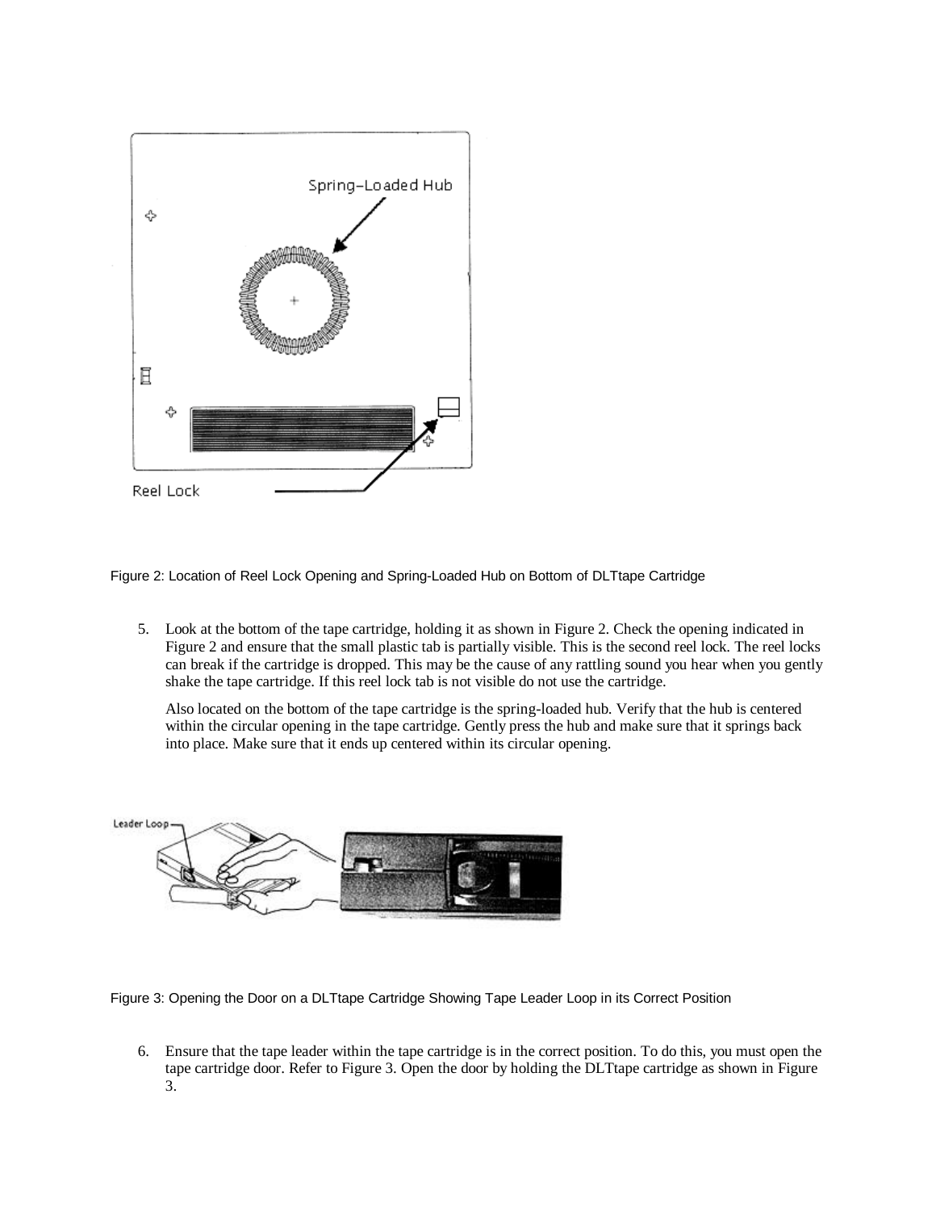Figure 2: Location of Reel Lock Opening and Spring-Loaded Hub on Bottom of DLTtape Cartridge

5. Look at the bottom of the tape cartridge, holding it as shown in Figure 2. Check the opening indicated in Figure 2 and ensure that the small plastic tab is partially visible. This is the second reel lock. The reel locks can break if the cartridge is dropped. This may be the cause of any rattling sound you hear when you gently shake the tape cartridge. If this reel lock tab is not visible do not use the cartridge.

   Also located on the bottom of the tape cartridge is the spring-loaded hub. Verify that the hub is centered within the circular opening in the tape cartridge. Gently press the hub and make sure that it springs back into place. Make sure that it ends up centered within its circular opening.

Figure 3: Opening the Door on a DLTtape Cartridge Showing Tape Leader Loop in its Correct Position

6. Ensure that the tape leader within the tape cartridge is in the correct position. To do this, you must open the tape cartridge door. Refer to Figure 3. Open the door by holding the DLTtape cartridge as shown in Figure 3.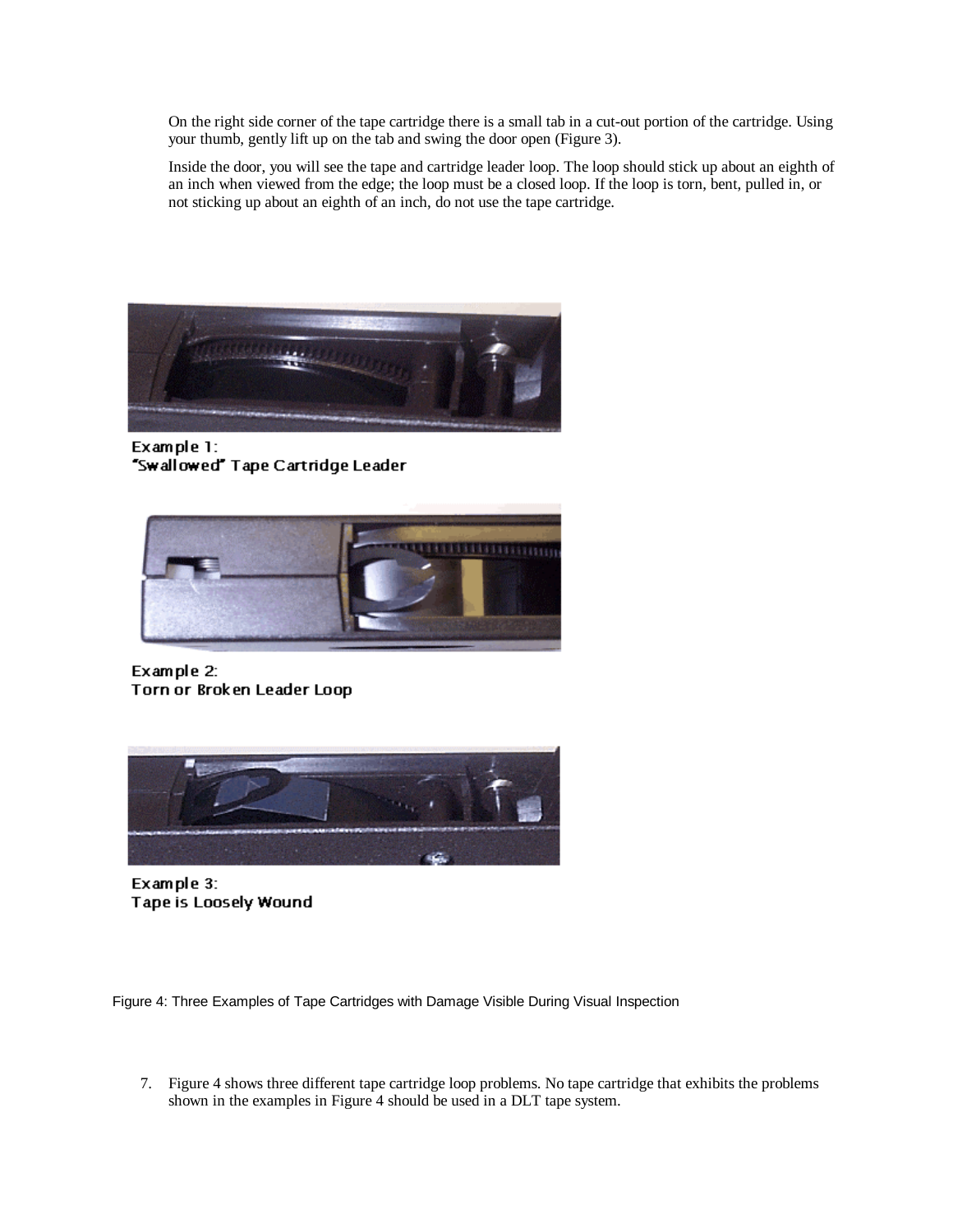On the right side corner of the tape cartridge there is a small tab in a cut-out portion of the cartridge. Using your thumb, gently lift up on the tab and swing the door open (Figure 3).

Inside the door, you will see the tape and cartridge leader loop. The loop should stick up about an eighth of an inch when viewed from the edge; the loop must be a closed loop. If the loop is torn, bent, pulled in, or not sticking up about an eighth of an inch, do not use the tape cartridge.

Example 1:
"Swallowed" Tape Cartridge Leader

Example 2:
Torn or Broken Leader Loop

Example 3:
Tape is Loosely Wound

Figure 4: Three Examples of Tape Cartridges with Damage Visible During Visual Inspection

7. Figure 4 shows three different tape cartridge loop problems. No tape cartridge that exhibits the problems shown in the examples in Figure 4 should be used in a DLT tape system.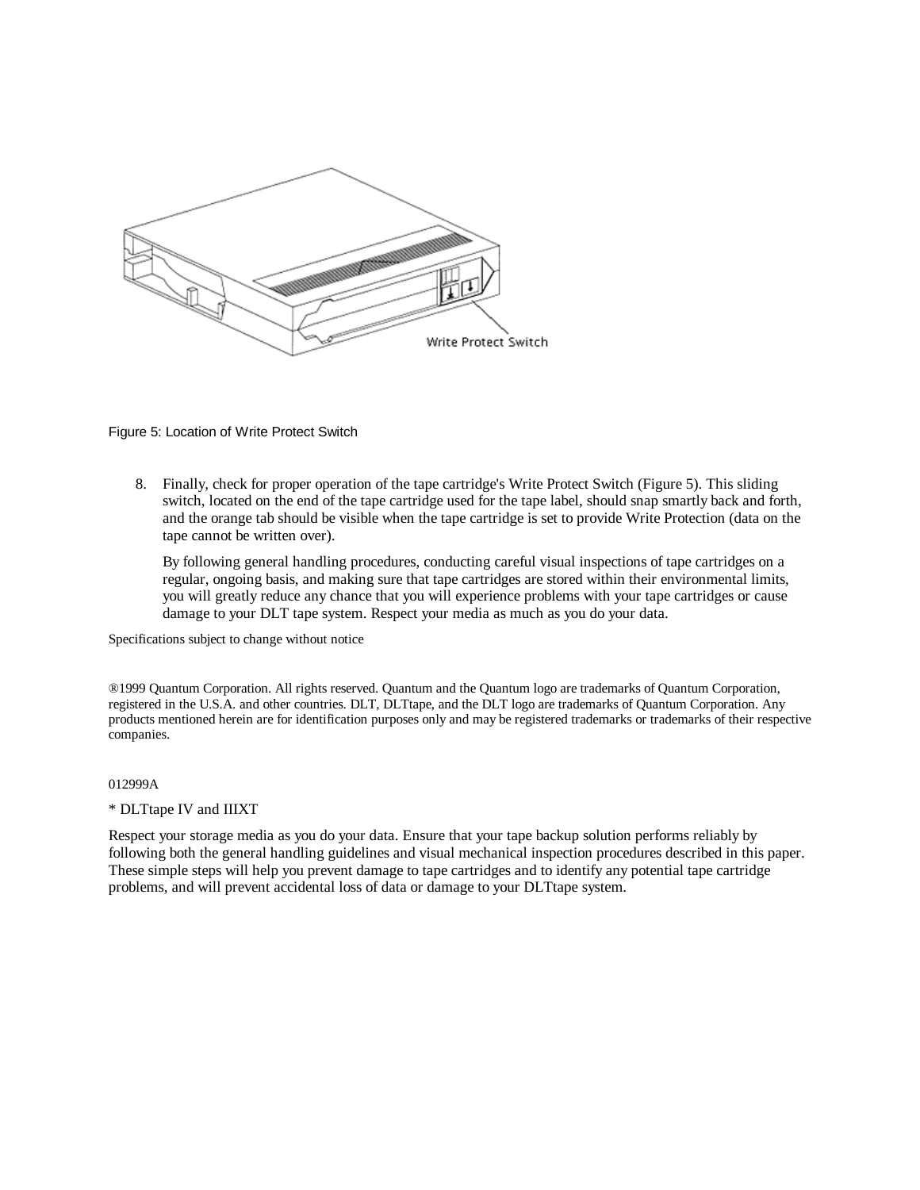Write Protect Switch

Figure 5: Location of Write Protect Switch

8. Finally, check for proper operation of the tape cartridge's Write Protect Switch (Figure 5). This sliding switch, located on the end of the tape cartridge used for the tape label, should snap smartly back and forth, and the orange tab should be visible when the tape cartridge is set to provide Write Protection (data on the tape cannot be written over).

   By following general handling procedures, conducting careful visual inspections of tape cartridges on a regular, ongoing basis, and making sure that tape cartridges are stored within their environmental limits, you will greatly reduce any chance that you will experience problems with your tape cartridges or cause damage to your DLT tape system. Respect your media as much as you do your data.

Specifications subject to change without notice

®1999 Quantum Corporation. All rights reserved. Quantum and the Quantum logo are trademarks of Quantum Corporation, registered in the U.S.A. and other countries. DLT, DLTtape, and the DLT logo are trademarks of Quantum Corporation. Any products mentioned herein are for identification purposes only and may be registered trademarks or trademarks of their respective companies.

012999A

* DLTtape IV and IIIXT

Respect your storage media as you do your data. Ensure that your tape backup solution performs reliably by following both the general handling guidelines and visual mechanical inspection procedures described in this paper. These simple steps will help you prevent damage to tape cartridges and to identify any potential tape cartridge problems, and will prevent accidental loss of data or damage to your DLTtape system.